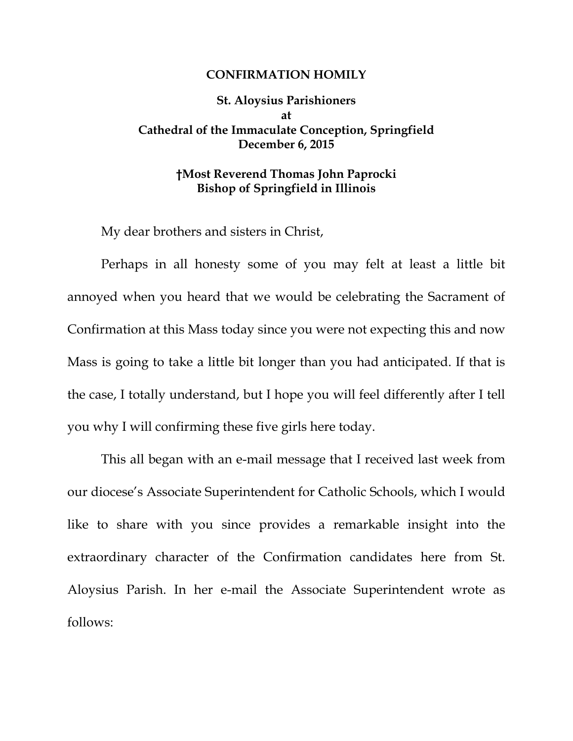# CONFIRMATION HOMILY

**St. Aloysius Parishioners**
**at**
**Cathedral of the Immaculate Conception, Springfield**
**December 6, 2015**

**†Most Reverend Thomas John Paprocki**
**Bishop of Springfield in Illinois**

My dear brothers and sisters in Christ,

Perhaps in all honesty some of you may felt at least a little bit annoyed when you heard that we would be celebrating the Sacrament of Confirmation at this Mass today since you were not expecting this and now Mass is going to take a little bit longer than you had anticipated. If that is the case, I totally understand, but I hope you will feel differently after I tell you why I will confirming these five girls here today.

This all began with an e-mail message that I received last week from our diocese's Associate Superintendent for Catholic Schools, which I would like to share with you since provides a remarkable insight into the extraordinary character of the Confirmation candidates here from St. Aloysius Parish. In her e-mail the Associate Superintendent wrote as follows: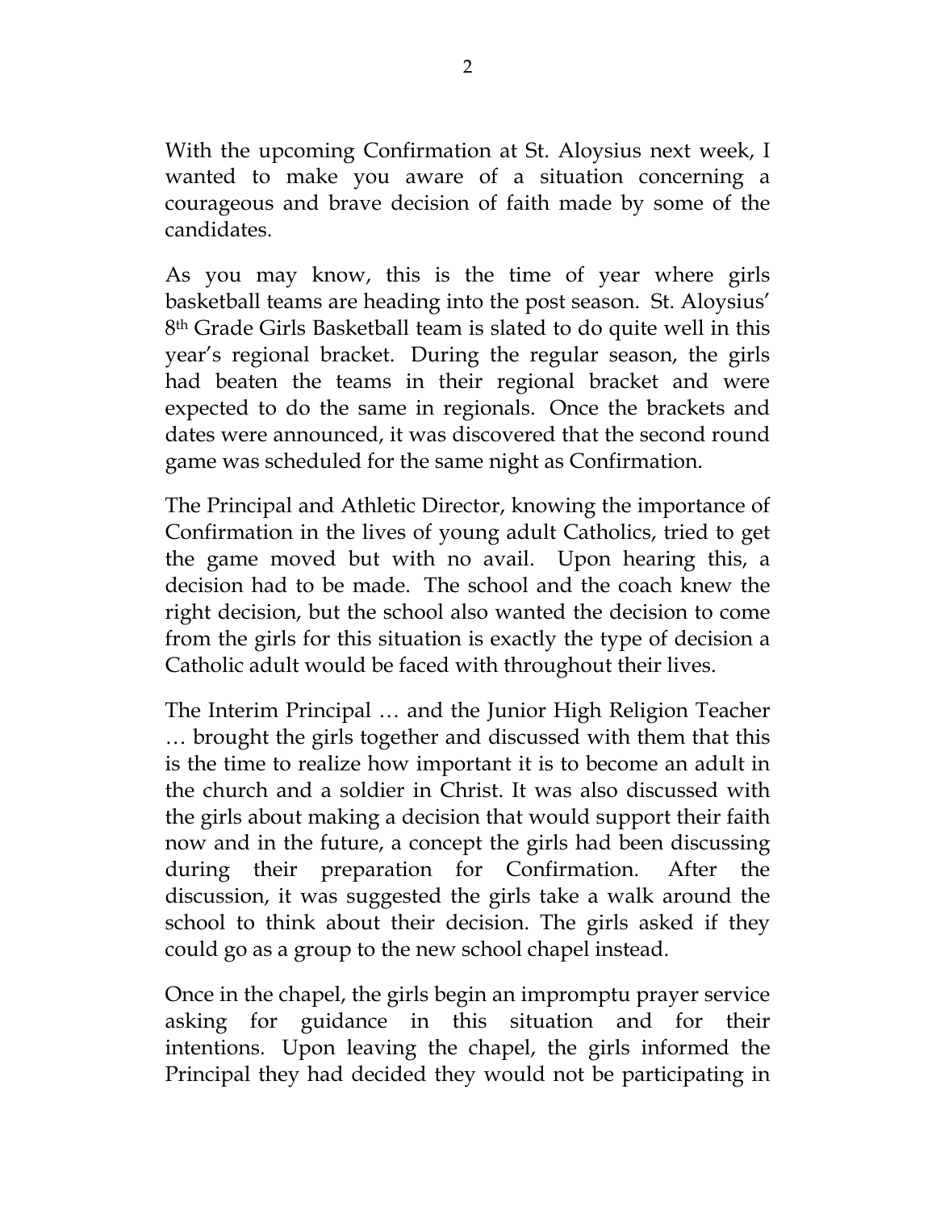With the upcoming Confirmation at St. Aloysius next week, I wanted to make you aware of a situation concerning a courageous and brave decision of faith made by some of the candidates.

As you may know, this is the time of year where girls basketball teams are heading into the post season. St. Aloysius' 8th Grade Girls Basketball team is slated to do quite well in this year's regional bracket. During the regular season, the girls had beaten the teams in their regional bracket and were expected to do the same in regionals. Once the brackets and dates were announced, it was discovered that the second round game was scheduled for the same night as Confirmation.

The Principal and Athletic Director, knowing the importance of Confirmation in the lives of young adult Catholics, tried to get the game moved but with no avail. Upon hearing this, a decision had to be made. The school and the coach knew the right decision, but the school also wanted the decision to come from the girls for this situation is exactly the type of decision a Catholic adult would be faced with throughout their lives.

The Interim Principal … and the Junior High Religion Teacher … brought the girls together and discussed with them that this is the time to realize how important it is to become an adult in the church and a soldier in Christ. It was also discussed with the girls about making a decision that would support their faith now and in the future, a concept the girls had been discussing during their preparation for Confirmation. After the discussion, it was suggested the girls take a walk around the school to think about their decision. The girls asked if they could go as a group to the new school chapel instead.

Once in the chapel, the girls begin an impromptu prayer service asking for guidance in this situation and for their intentions. Upon leaving the chapel, the girls informed the Principal they had decided they would not be participating in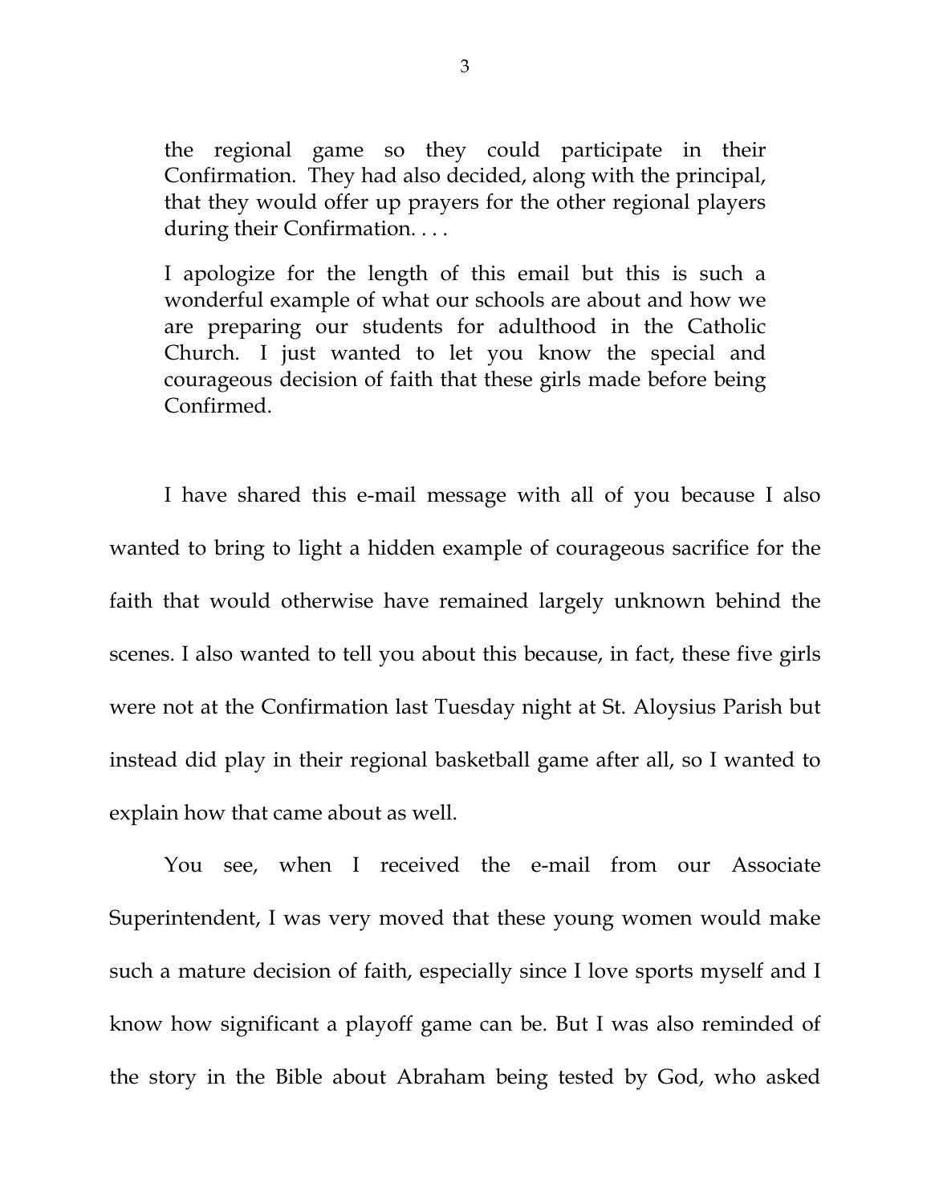> the regional game so they could participate in their Confirmation. They had also decided, along with the principal, that they would offer up prayers for the other regional players during their Confirmation. . . .
>
> I apologize for the length of this email but this is such a wonderful example of what our schools are about and how we are preparing our students for adulthood in the Catholic Church. I just wanted to let you know the special and courageous decision of faith that these girls made before being Confirmed.

I have shared this e-mail message with all of you because I also wanted to bring to light a hidden example of courageous sacrifice for the faith that would otherwise have remained largely unknown behind the scenes. I also wanted to tell you about this because, in fact, these five girls were not at the Confirmation last Tuesday night at St. Aloysius Parish but instead did play in their regional basketball game after all, so I wanted to explain how that came about as well.

You see, when I received the e-mail from our Associate Superintendent, I was very moved that these young women would make such a mature decision of faith, especially since I love sports myself and I know how significant a playoff game can be. But I was also reminded of the story in the Bible about Abraham being tested by God, who asked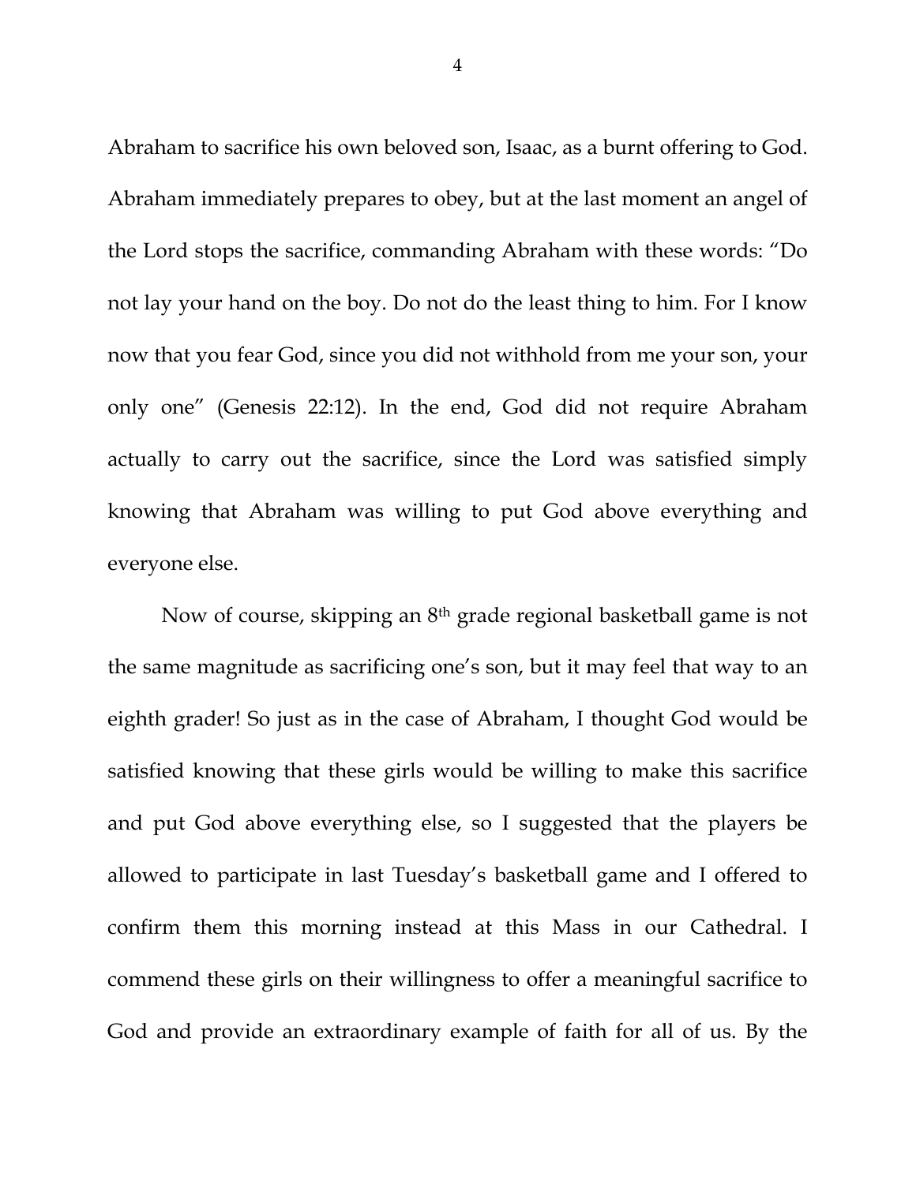Abraham to sacrifice his own beloved son, Isaac, as a burnt offering to God. Abraham immediately prepares to obey, but at the last moment an angel of the Lord stops the sacrifice, commanding Abraham with these words: "Do not lay your hand on the boy. Do not do the least thing to him. For I know now that you fear God, since you did not withhold from me your son, your only one" (Genesis 22:12). In the end, God did not require Abraham actually to carry out the sacrifice, since the Lord was satisfied simply knowing that Abraham was willing to put God above everything and everyone else.

Now of course, skipping an 8th grade regional basketball game is not the same magnitude as sacrificing one's son, but it may feel that way to an eighth grader! So just as in the case of Abraham, I thought God would be satisfied knowing that these girls would be willing to make this sacrifice and put God above everything else, so I suggested that the players be allowed to participate in last Tuesday's basketball game and I offered to confirm them this morning instead at this Mass in our Cathedral. I commend these girls on their willingness to offer a meaningful sacrifice to God and provide an extraordinary example of faith for all of us. By the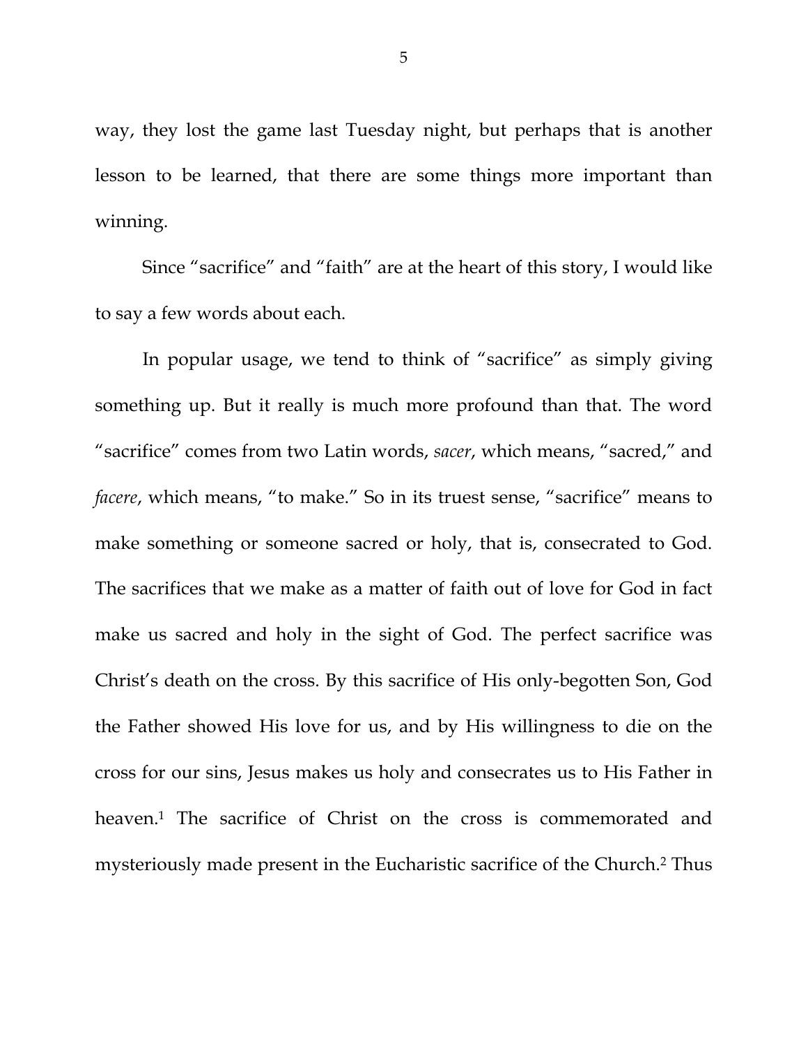way, they lost the game last Tuesday night, but perhaps that is another lesson to be learned, that there are some things more important than winning.

Since "sacrifice" and "faith" are at the heart of this story, I would like to say a few words about each.

In popular usage, we tend to think of "sacrifice" as simply giving something up. But it really is much more profound than that. The word "sacrifice" comes from two Latin words, *sacer*, which means, "sacred," and *facere*, which means, "to make." So in its truest sense, "sacrifice" means to make something or someone sacred or holy, that is, consecrated to God. The sacrifices that we make as a matter of faith out of love for God in fact make us sacred and holy in the sight of God. The perfect sacrifice was Christ's death on the cross. By this sacrifice of His only-begotten Son, God the Father showed His love for us, and by His willingness to die on the cross for our sins, Jesus makes us holy and consecrates us to His Father in heaven.[1] The sacrifice of Christ on the cross is commemorated and mysteriously made present in the Eucharistic sacrifice of the Church.[2] Thus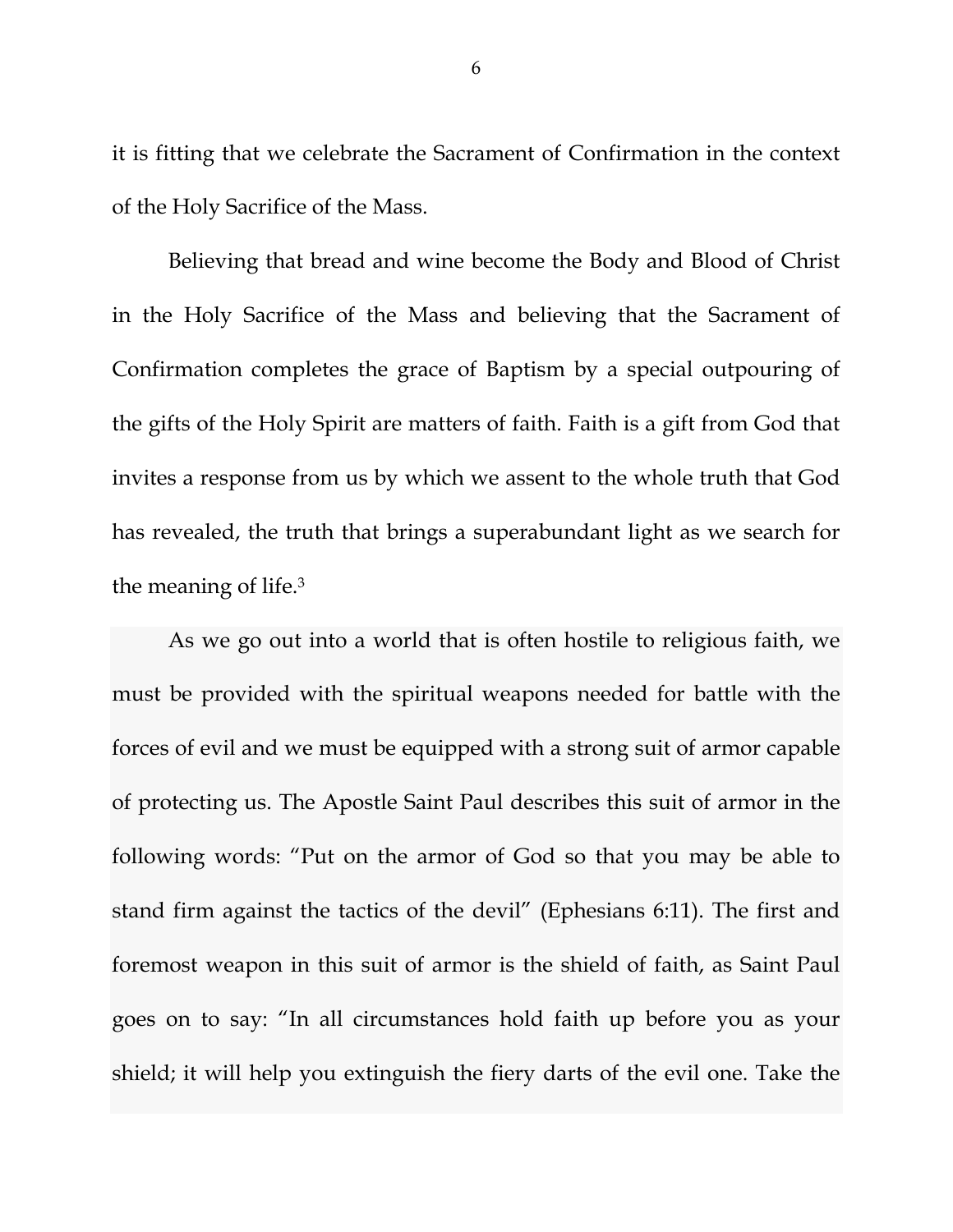it is fitting that we celebrate the Sacrament of Confirmation in the context of the Holy Sacrifice of the Mass.

Believing that bread and wine become the Body and Blood of Christ in the Holy Sacrifice of the Mass and believing that the Sacrament of Confirmation completes the grace of Baptism by a special outpouring of the gifts of the Holy Spirit are matters of faith. Faith is a gift from God that invites a response from us by which we assent to the whole truth that God has revealed, the truth that brings a superabundant light as we search for the meaning of life.[3]

As we go out into a world that is often hostile to religious faith, we must be provided with the spiritual weapons needed for battle with the forces of evil and we must be equipped with a strong suit of armor capable of protecting us. The Apostle Saint Paul describes this suit of armor in the following words: "Put on the armor of God so that you may be able to stand firm against the tactics of the devil" (Ephesians 6:11). The first and foremost weapon in this suit of armor is the shield of faith, as Saint Paul goes on to say: "In all circumstances hold faith up before you as your shield; it will help you extinguish the fiery darts of the evil one. Take the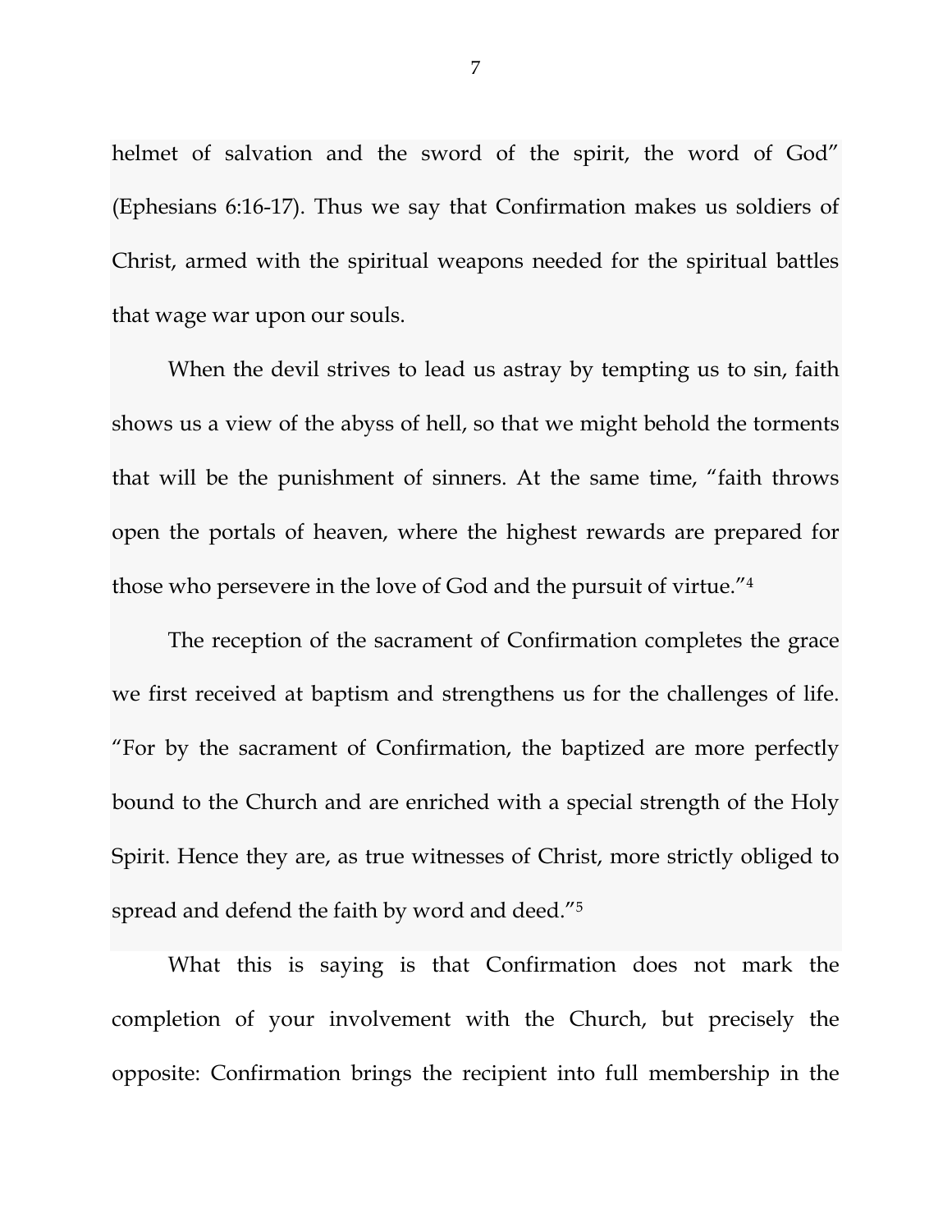helmet of salvation and the sword of the spirit, the word of God" (Ephesians 6:16-17). Thus we say that Confirmation makes us soldiers of Christ, armed with the spiritual weapons needed for the spiritual battles that wage war upon our souls.

When the devil strives to lead us astray by tempting us to sin, faith shows us a view of the abyss of hell, so that we might behold the torments that will be the punishment of sinners. At the same time, "faith throws open the portals of heaven, where the highest rewards are prepared for those who persevere in the love of God and the pursuit of virtue."[4]

The reception of the sacrament of Confirmation completes the grace we first received at baptism and strengthens us for the challenges of life. "For by the sacrament of Confirmation, the baptized are more perfectly bound to the Church and are enriched with a special strength of the Holy Spirit. Hence they are, as true witnesses of Christ, more strictly obliged to spread and defend the faith by word and deed."[5]

What this is saying is that Confirmation does not mark the completion of your involvement with the Church, but precisely the opposite: Confirmation brings the recipient into full membership in the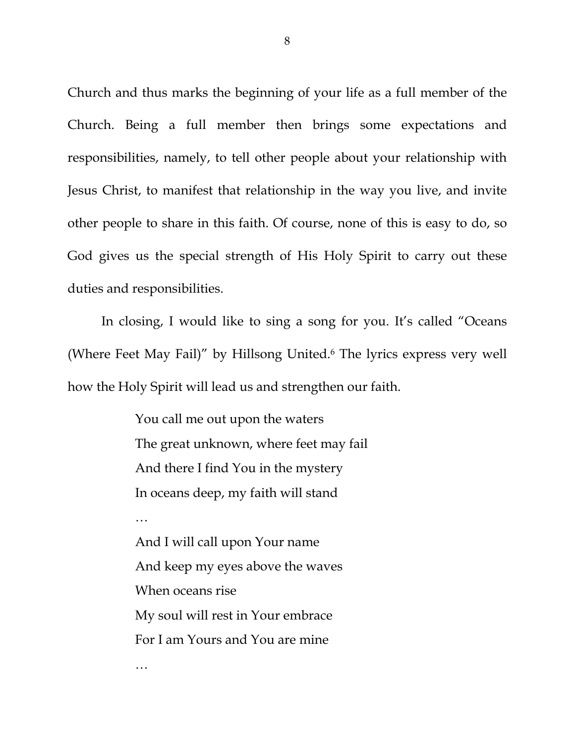Church and thus marks the beginning of your life as a full member of the Church. Being a full member then brings some expectations and responsibilities, namely, to tell other people about your relationship with Jesus Christ, to manifest that relationship in the way you live, and invite other people to share in this faith. Of course, none of this is easy to do, so God gives us the special strength of His Holy Spirit to carry out these duties and responsibilities.

In closing, I would like to sing a song for you. It's called "Oceans (Where Feet May Fail)" by Hillsong United.[6] The lyrics express very well how the Holy Spirit will lead us and strengthen our faith.

> You call me out upon the waters
> The great unknown, where feet may fail
> And there I find You in the mystery
> In oceans deep, my faith will stand
> …
> And I will call upon Your name
> And keep my eyes above the waves
> When oceans rise
> My soul will rest in Your embrace
> For I am Yours and You are mine
> …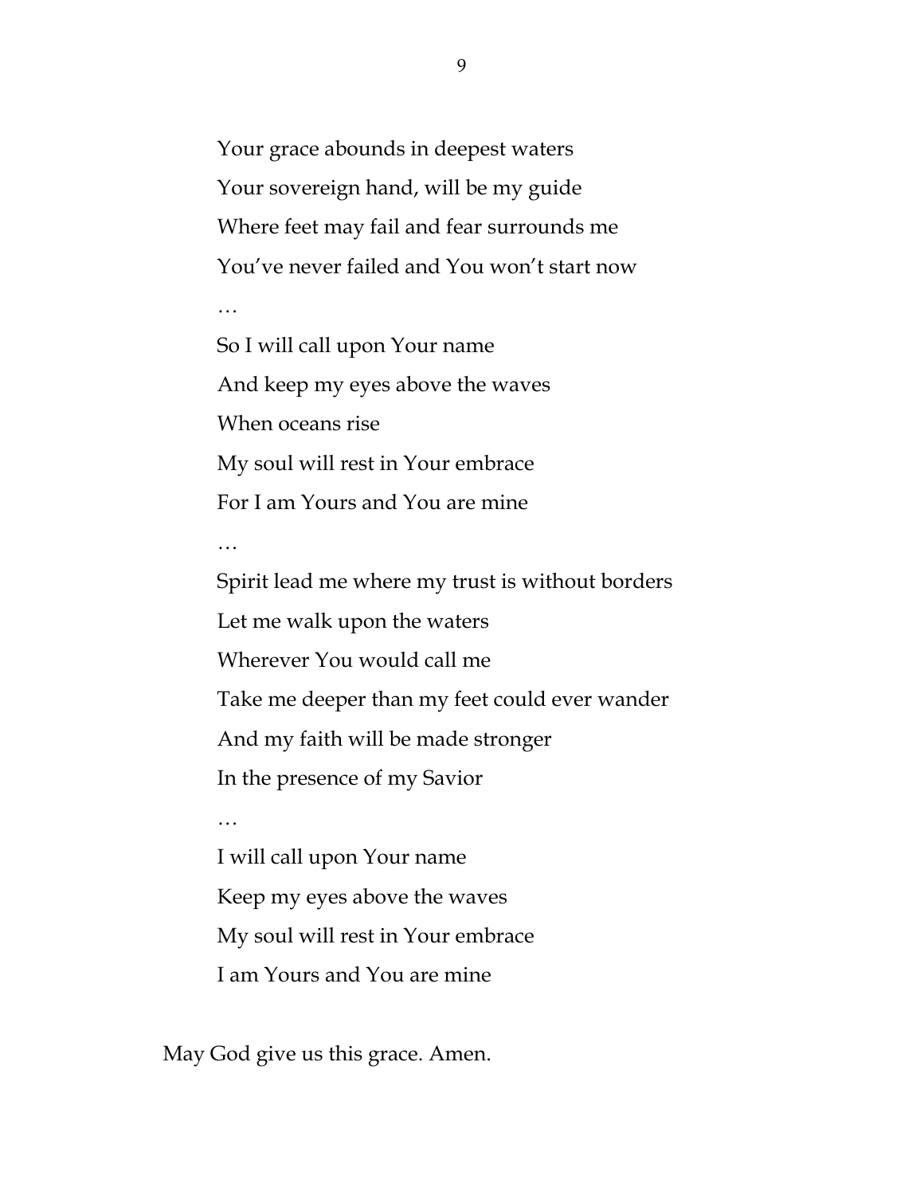Your grace abounds in deepest waters  
Your sovereign hand, will be my guide  
Where feet may fail and fear surrounds me  
You've never failed and You won't start now

…

So I will call upon Your name  
And keep my eyes above the waves  
When oceans rise  
My soul will rest in Your embrace  
For I am Yours and You are mine

…

Spirit lead me where my trust is without borders  
Let me walk upon the waters  
Wherever You would call me  
Take me deeper than my feet could ever wander  
And my faith will be made stronger  
In the presence of my Savior

…

I will call upon Your name  
Keep my eyes above the waves  
My soul will rest in Your embrace  
I am Yours and You are mine

May God give us this grace. Amen.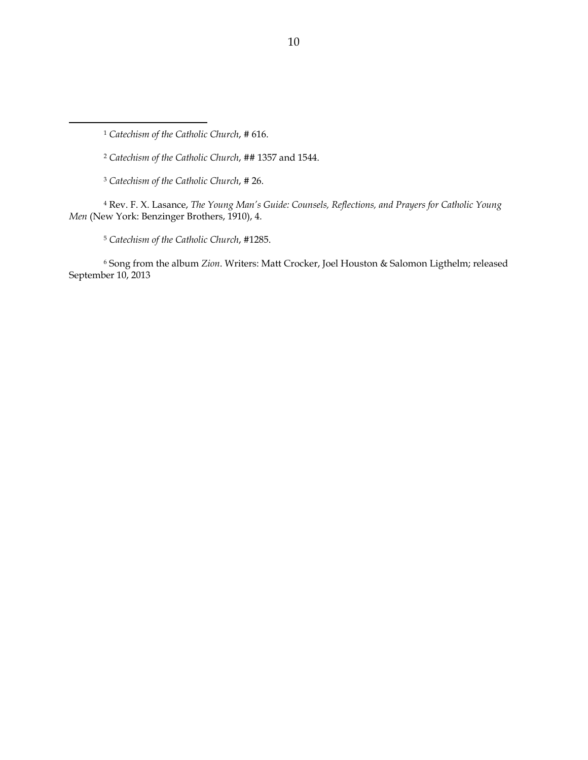[1] *Catechism of the Catholic Church*, # 616.

[2] *Catechism of the Catholic Church*, ## 1357 and 1544.

[3] *Catechism of the Catholic Church*, # 26.

[4] Rev. F. X. Lasance, *The Young Man's Guide: Counsels, Reflections, and Prayers for Catholic Young Men* (New York: Benzinger Brothers, 1910), 4.

[5] *Catechism of the Catholic Church*, #1285.

[6] Song from the album *Zion*. Writers: Matt Crocker, Joel Houston & Salomon Ligthelm; released September 10, 2013